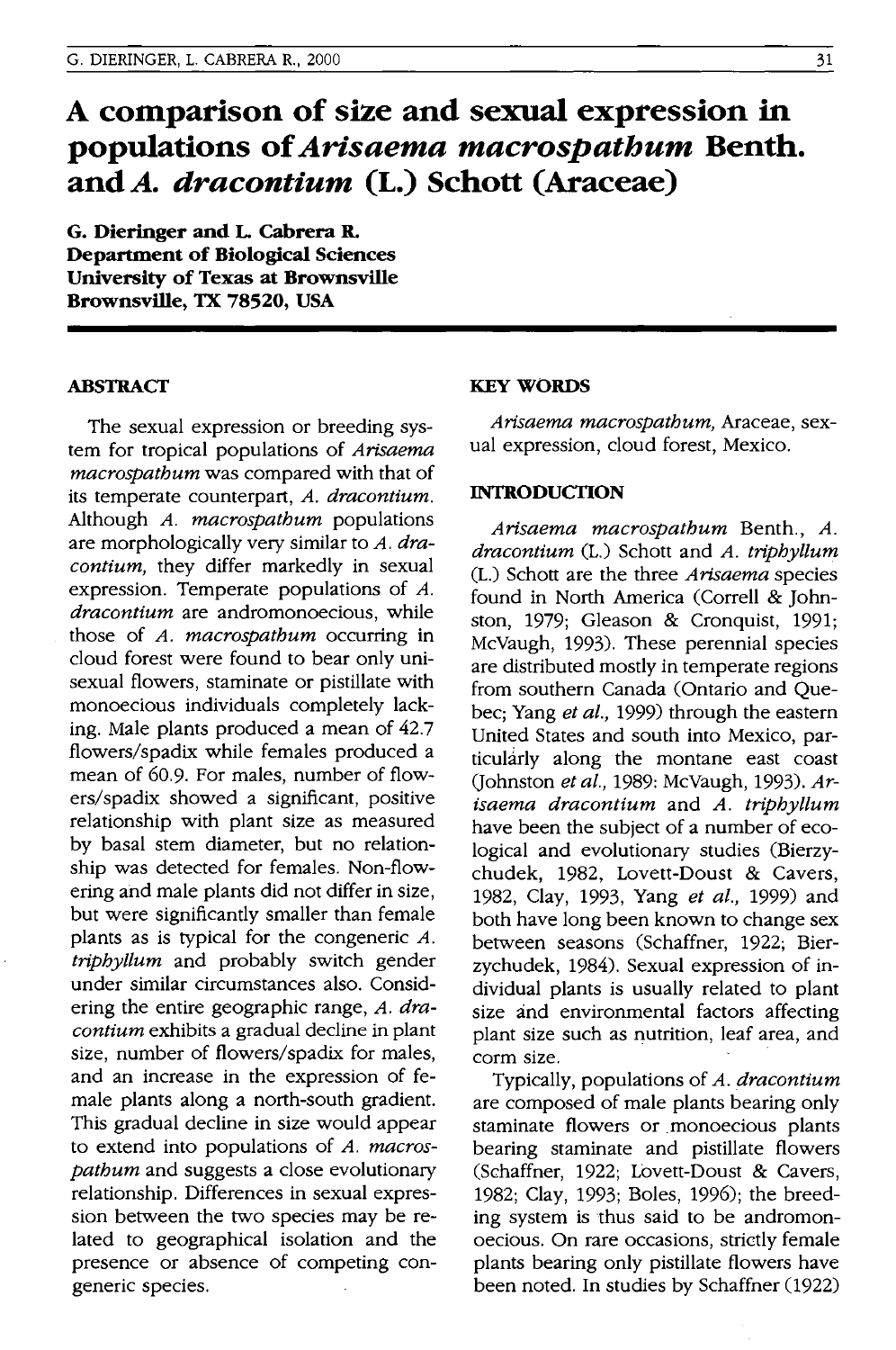# A comparison of size and sexual expression in populations of *Arisaema macrospathum* Benth. and *A. dracontium* (L.) Schott (Araceae)

**G. Dieringer and L. Cabrera R.**
**Department of Biological Sciences**
**University of Texas at Brownsville**
**Brownsville, TX 78520, USA**

## ABSTRACT

The sexual expression or breeding system for tropical populations of *Arisaema macrospathum* was compared with that of its temperate counterpart, *A. dracontium*. Although *A. macrospathum* populations are morphologically very similar to *A. dracontium*, they differ markedly in sexual expression. Temperate populations of *A. dracontium* are andromonoecious, while those of *A. macrospathum* occurring in cloud forest were found to bear only unisexual flowers, staminate or pistillate with monoecious individuals completely lacking. Male plants produced a mean of 42.7 flowers/spadix while females produced a mean of 60.9. For males, number of flowers/spadix showed a significant, positive relationship with plant size as measured by basal stem diameter, but no relationship was detected for females. Non-flowering and male plants did not differ in size, but were significantly smaller than female plants as is typical for the congeneric *A. triphyllum* and probably switch gender under similar circumstances also. Considering the entire geographic range, *A. dracontium* exhibits a gradual decline in plant size, number of flowers/spadix for males, and an increase in the expression of female plants along a north-south gradient. This gradual decline in size would appear to extend into populations of *A. macrospathum* and suggests a close evolutionary relationship. Differences in sexual expression between the two species may be related to geographical isolation and the presence or absence of competing congeneric species.

## KEY WORDS

*Arisaema macrospathum*, Araceae, sexual expression, cloud forest, Mexico.

## INTRODUCTION

*Arisaema macrospathum* Benth., *A. dracontium* (L.) Schott and *A. triphyllum* (L.) Schott are the three *Arisaema* species found in North America (Correll & Johnston, 1979; Gleason & Cronquist, 1991; McVaugh, 1993). These perennial species are distributed mostly in temperate regions from southern Canada (Ontario and Quebec; Yang *et al.*, 1999) through the eastern United States and south into Mexico, particularly along the montane east coast (Johnston *et al.*, 1989: McVaugh, 1993). *Arisaema dracontium* and *A. triphyllum* have been the subject of a number of ecological and evolutionary studies (Bierzychudek, 1982, Lovett-Doust & Cavers, 1982, Clay, 1993, Yang *et al.*, 1999) and both have long been known to change sex between seasons (Schaffner, 1922; Bierzychudek, 1984). Sexual expression of individual plants is usually related to plant size and environmental factors affecting plant size such as nutrition, leaf area, and corm size.

Typically, populations of *A. dracontium* are composed of male plants bearing only staminate flowers or monoecious plants bearing staminate and pistillate flowers (Schaffner, 1922; Lovett-Doust & Cavers, 1982; Clay, 1993; Boles, 1996); the breeding system is thus said to be andromonoecious. On rare occasions, strictly female plants bearing only pistillate flowers have been noted. In studies by Schaffner (1922)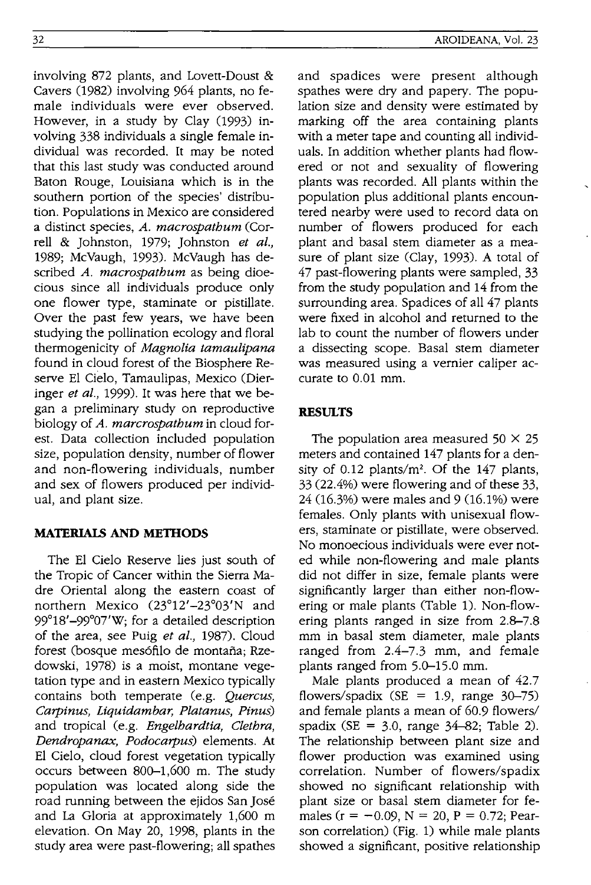involving 872 plants, and Lovett-Doust & Cavers (1982) involving 964 plants, no female individuals were ever observed. However, in a study by Clay (1993) involving 338 individuals a single female individual was recorded. It may be noted that this last study was conducted around Baton Rouge, Louisiana which is in the southern portion of the species' distribution. Populations in Mexico are considered a distinct species, *A. macrospathum* (Correll & Johnston, 1979; Johnston *et al.*, 1989; McVaugh, 1993). McVaugh has described *A. macrospathum* as being dioecious since all individuals produce only one flower type, staminate or pistillate. Over the past few years, we have been studying the pollination ecology and floral thermogenicity of *Magnolia tamaulipana* found in cloud forest of the Biosphere Reserve El Cielo, Tamaulipas, Mexico (Dieringer *et al.*, 1999). It was here that we began a preliminary study on reproductive biology of *A. marcrospathum* in cloud forest. Data collection included population size, population density, number of flower and non-flowering individuals, number and sex of flowers produced per individual, and plant size.

## MATERIALS AND METHODS

The El Cielo Reserve lies just south of the Tropic of Cancer within the Sierra Madre Oriental along the eastern coast of northern Mexico (23°12'–23°03'N and 99°18'–99°07'W; for a detailed description of the area, see Puig *et al.*, 1987). Cloud forest (bosque mesófilo de montaña; Rzedowski, 1978) is a moist, montane vegetation type and in eastern Mexico typically contains both temperate (e.g. *Quercus, Carpinus, Liquidambar, Platanus, Pinus*) and tropical (e.g. *Engelhardtia, Clethra, Dendropanax, Podocarpus*) elements. At El Cielo, cloud forest vegetation typically occurs between 800–1,600 m. The study population was located along side the road running between the ejidos San José and La Gloria at approximately 1,600 m elevation. On May 20, 1998, plants in the study area were past-flowering; all spathes and spadices were present although spathes were dry and papery. The population size and density were estimated by marking off the area containing plants with a meter tape and counting all individuals. In addition whether plants had flowered or not and sexuality of flowering plants was recorded. All plants within the population plus additional plants encountered nearby were used to record data on number of flowers produced for each plant and basal stem diameter as a measure of plant size (Clay, 1993). A total of 47 past-flowering plants were sampled, 33 from the study population and 14 from the surrounding area. Spadices of all 47 plants were fixed in alcohol and returned to the lab to count the number of flowers under a dissecting scope. Basal stem diameter was measured using a vernier caliper accurate to 0.01 mm.

## RESULTS

The population area measured 50 × 25 meters and contained 147 plants for a density of 0.12 plants/m$^2$. Of the 147 plants, 33 (22.4%) were flowering and of these 33, 24 (16.3%) were males and 9 (16.1%) were females. Only plants with unisexual flowers, staminate or pistillate, were observed. No monoecious individuals were ever noted while non-flowering and male plants did not differ in size, female plants were significantly larger than either non-flowering or male plants (Table 1). Non-flowering plants ranged in size from 2.8–7.8 mm in basal stem diameter, male plants ranged from 2.4–7.3 mm, and female plants ranged from 5.0–15.0 mm.

Male plants produced a mean of 42.7 flowers/spadix (SE = 1.9, range 30–75) and female plants a mean of 60.9 flowers/spadix (SE = 3.0, range 34–82; Table 2). The relationship between plant size and flower production was examined using correlation. Number of flowers/spadix showed no significant relationship with plant size or basal stem diameter for females ($r = -0.09$, $N = 20$, $P = 0.72$; Pearson correlation) (Fig. 1) while male plants showed a significant, positive relationship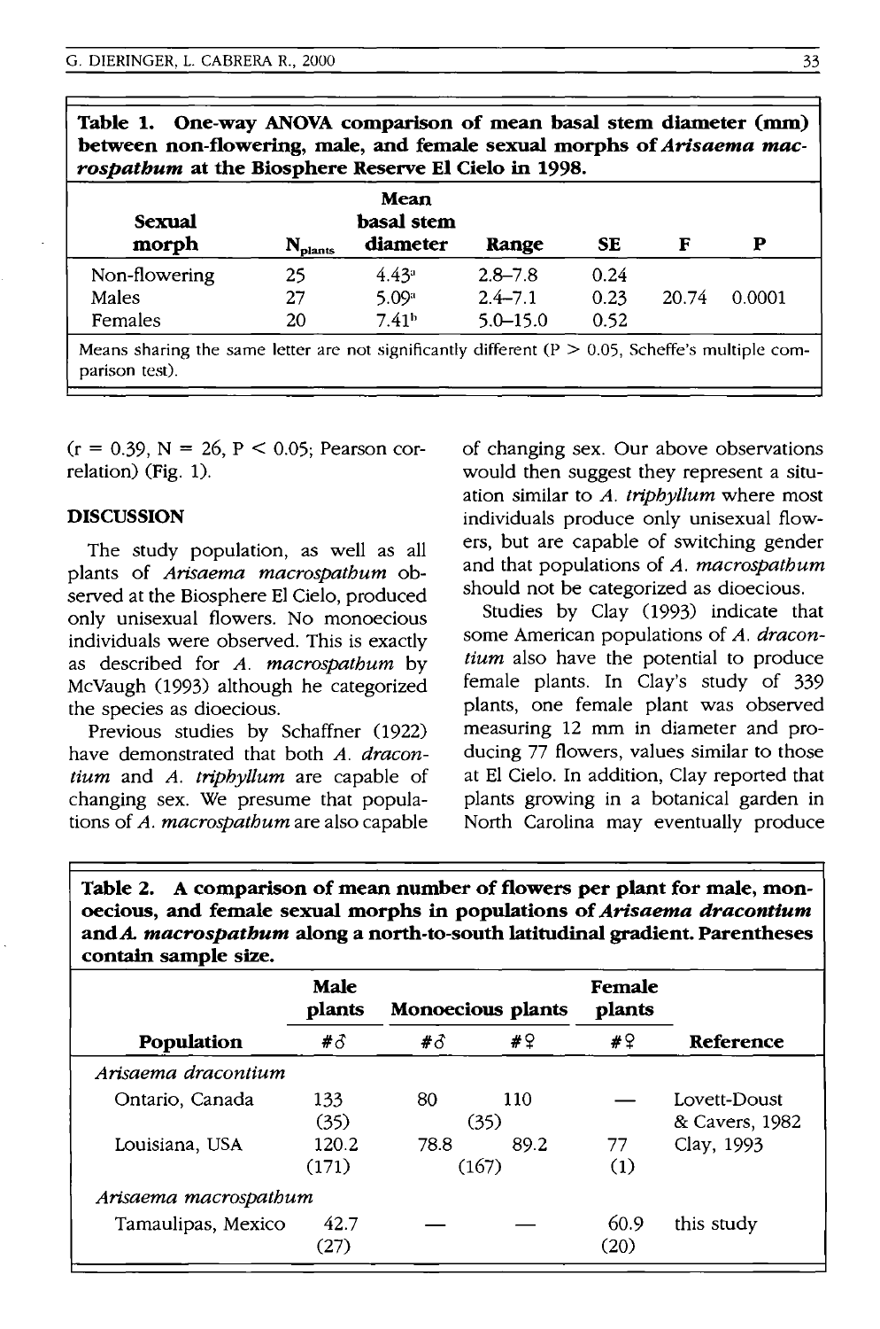**Table 1. One-way ANOVA comparison of mean basal stem diameter (mm) between non-flowering, male, and female sexual morphs of *Arisaema macrospathum* at the Biosphere Reserve El Cielo in 1998.**

| Sexual morph | $N_{plants}$ | Mean basal stem diameter | Range | SE | F | P |
|---|---|---|---|---|---|---|
| Non-flowering | 25 | $4.43^a$ | 2.8–7.8 | 0.24 | | |
| Males | 27 | $5.09^a$ | 2.4–7.1 | 0.23 | 20.74 | 0.0001 |
| Females | 20 | $7.41^b$ | 5.0–15.0 | 0.52 | | |

Means sharing the same letter are not significantly different ($P > 0.05$, Scheffe's multiple comparison test).

($r = 0.39$, $N = 26$, $P < 0.05$; Pearson correlation) (Fig. 1).

## DISCUSSION

The study population, as well as all plants of *Arisaema macrospathum* observed at the Biosphere El Cielo, produced only unisexual flowers. No monoecious individuals were observed. This is exactly as described for *A. macrospathum* by McVaugh (1993) although he categorized the species as dioecious.

Previous studies by Schaffner (1922) have demonstrated that both *A. dracontium* and *A. triphyllum* are capable of changing sex. We presume that populations of *A. macrospathum* are also capable of changing sex. Our above observations would then suggest they represent a situation similar to *A. triphyllum* where most individuals produce only unisexual flowers, but are capable of switching gender and that populations of *A. macrospathum* should not be categorized as dioecious.

Studies by Clay (1993) indicate that some American populations of *A. dracontium* also have the potential to produce female plants. In Clay's study of 339 plants, one female plant was observed measuring 12 mm in diameter and producing 77 flowers, values similar to those at El Cielo. In addition, Clay reported that plants growing in a botanical garden in North Carolina may eventually produce

**Table 2. A comparison of mean number of flowers per plant for male, monoecious, and female sexual morphs in populations of *Arisaema dracontium* and *A. macrospathum* along a north-to-south latitudinal gradient. Parentheses contain sample size.**

| | Male plants | Monoecious plants | | Female plants | |
|---|---|---|---|---|---|
| Population | #♂ | #♂ | #♀ | #♀ | Reference |
| *Arisaema dracontium* | | | | | |
| Ontario, Canada | 133 (35) | 80 | 110 (35) | — | Lovett-Doust & Cavers, 1982 |
| Louisiana, USA | 120.2 (171) | 78.8 | 89.2 (167) | 77 (1) | Clay, 1993 |
| *Arisaema macrospathum* | | | | | |
| Tamaulipas, Mexico | 42.7 (27) | — | — | 60.9 (20) | this study |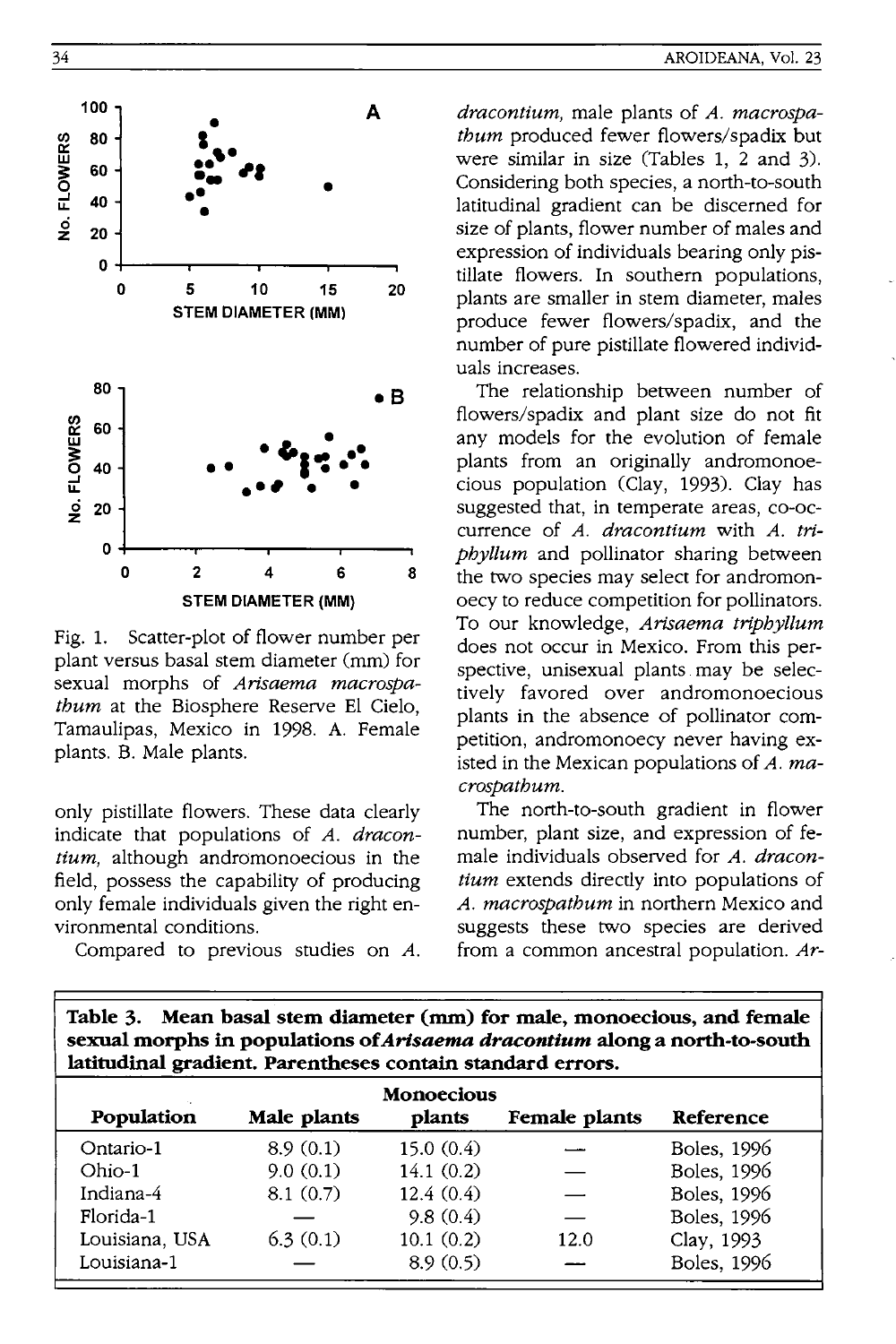Fig. 1. Scatter-plot of flower number per plant versus basal stem diameter (mm) for sexual morphs of *Arisaema macrospathum* at the Biosphere Reserve El Cielo, Tamaulipas, Mexico in 1998. A. Female plants. B. Male plants.

only pistillate flowers. These data clearly indicate that populations of *A. dracontium*, although andromonoecious in the field, possess the capability of producing only female individuals given the right environmental conditions.

Compared to previous studies on *A. dracontium*, male plants of *A. macrospathum* produced fewer flowers/spadix but were similar in size (Tables 1, 2 and 3). Considering both species, a north-to-south latitudinal gradient can be discerned for size of plants, flower number of males and expression of individuals bearing only pistillate flowers. In southern populations, plants are smaller in stem diameter, males produce fewer flowers/spadix, and the number of pure pistillate flowered individuals increases.

The relationship between number of flowers/spadix and plant size do not fit any models for the evolution of female plants from an originally andromonoecious population (Clay, 1993). Clay has suggested that, in temperate areas, co-occurrence of *A. dracontium* with *A. triphyllum* and pollinator sharing between the two species may select for andromonoecy to reduce competition for pollinators. To our knowledge, *Arisaema triphyllum* does not occur in Mexico. From this perspective, unisexual plants may be selectively favored over andromonoecious plants in the absence of pollinator competition, andromonoecy never having existed in the Mexican populations of *A. macrospathum*.

The north-to-south gradient in flower number, plant size, and expression of female individuals observed for *A. dracontium* extends directly into populations of *A. macrospathum* in northern Mexico and suggests these two species are derived from a common ancestral population. *Ar-*

**Table 3. Mean basal stem diameter (mm) for male, monoecious, and female sexual morphs in populations of *Arisaema dracontium* along a north-to-south latitudinal gradient. Parentheses contain standard errors.**

| Population | Male plants | Monoecious plants | Female plants | Reference |
|---|---|---|---|---|
| Ontario-1 | 8.9 (0.1) | 15.0 (0.4) | — | Boles, 1996 |
| Ohio-1 | 9.0 (0.1) | 14.1 (0.2) | — | Boles, 1996 |
| Indiana-4 | 8.1 (0.7) | 12.4 (0.4) | — | Boles, 1996 |
| Florida-1 | — | 9.8 (0.4) | — | Boles, 1996 |
| Louisiana, USA | 6.3 (0.1) | 10.1 (0.2) | 12.0 | Clay, 1993 |
| Louisiana-1 | — | 8.9 (0.5) | — | Boles, 1996 |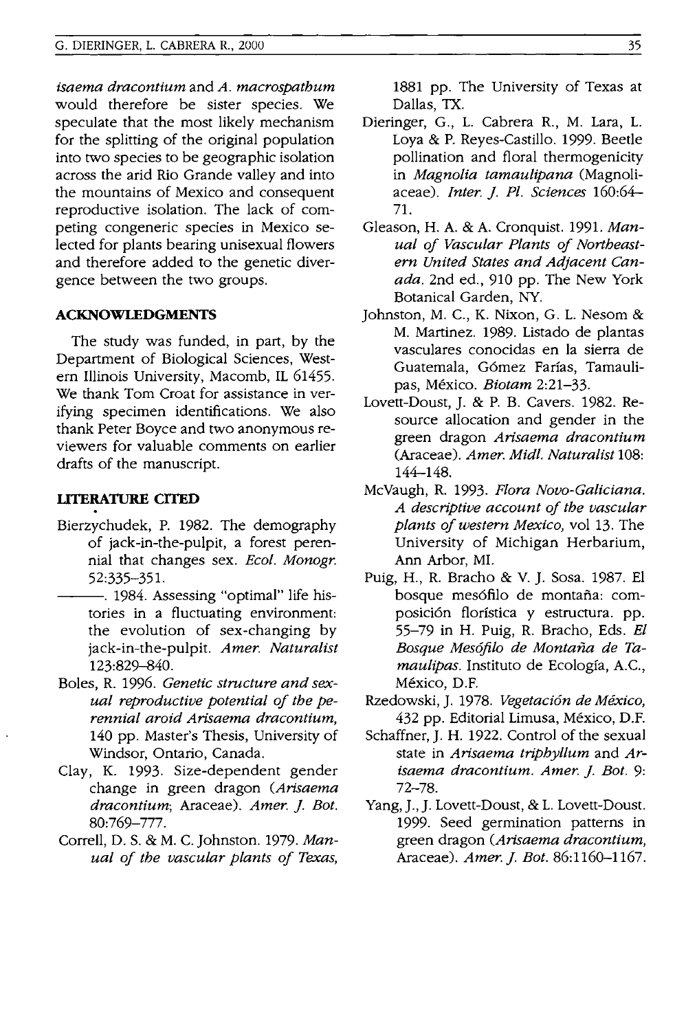*isaema dracontium* and *A. macrospathum* would therefore be sister species. We speculate that the most likely mechanism for the splitting of the original population into two species to be geographic isolation across the arid Rio Grande valley and into the mountains of Mexico and consequent reproductive isolation. The lack of competing congeneric species in Mexico selected for plants bearing unisexual flowers and therefore added to the genetic divergence between the two groups.

## ACKNOWLEDGMENTS

The study was funded, in part, by the Department of Biological Sciences, Western Illinois University, Macomb, IL 61455. We thank Tom Croat for assistance in verifying specimen identifications. We also thank Peter Boyce and two anonymous reviewers for valuable comments on earlier drafts of the manuscript.

## LITERATURE CITED

Bierzychudek, P. 1982. The demography of jack-in-the-pulpit, a forest perennial that changes sex. *Ecol. Monogr.* 52:335–351.

———. 1984. Assessing "optimal" life histories in a fluctuating environment: the evolution of sex-changing by jack-in-the-pulpit. *Amer. Naturalist* 123:829–840.

Boles, R. 1996. *Genetic structure and sexual reproductive potential of the perennial aroid Arisaema dracontium,* 140 pp. Master's Thesis, University of Windsor, Ontario, Canada.

Clay, K. 1993. Size-dependent gender change in green dragon (*Arisaema dracontium*; Araceae). *Amer. J. Bot.* 80:769–777.

Correll, D. S. & M. C. Johnston. 1979. *Manual of the vascular plants of Texas,* 1881 pp. The University of Texas at Dallas, TX.

Dieringer, G., L. Cabrera R., M. Lara, L. Loya & P. Reyes-Castillo. 1999. Beetle pollination and floral thermogenicity in *Magnolia tamaulipana* (Magnoliaceae). *Inter. J. Pl. Sciences* 160:64–71.

Gleason, H. A. & A. Cronquist. 1991. *Manual of Vascular Plants of Northeastern United States and Adjacent Canada.* 2nd ed., 910 pp. The New York Botanical Garden, NY.

Johnston, M. C., K. Nixon, G. L. Nesom & M. Martinez. 1989. Listado de plantas vasculares conocidas en la sierra de Guatemala, Gómez Farías, Tamaulipas, México. *Biotam* 2:21–33.

Lovett-Doust, J. & P. B. Cavers. 1982. Resource allocation and gender in the green dragon *Arisaema dracontium* (Araceae). *Amer. Midl. Naturalist* 108: 144–148.

McVaugh, R. 1993. *Flora Novo-Galiciana. A descriptive account of the vascular plants of western Mexico,* vol 13. The University of Michigan Herbarium, Ann Arbor, MI.

Puig, H., R. Bracho & V. J. Sosa. 1987. El bosque mesófilo de montaña: composición florística y estructura. pp. 55–79 in H. Puig, R. Bracho, Eds. *El Bosque Mesófilo de Montaña de Tamaulipas.* Instituto de Ecología, A.C., México, D.F.

Rzedowski, J. 1978. *Vegetación de México,* 432 pp. Editorial Limusa, México, D.F.

Schaffner, J. H. 1922. Control of the sexual state in *Arisaema triphyllum* and *Arisaema dracontium*. *Amer. J. Bot.* 9: 72–78.

Yang, J., J. Lovett-Doust, & L. Lovett-Doust. 1999. Seed germination patterns in green dragon (*Arisaema dracontium,* Araceae). *Amer. J. Bot.* 86:1160–1167.